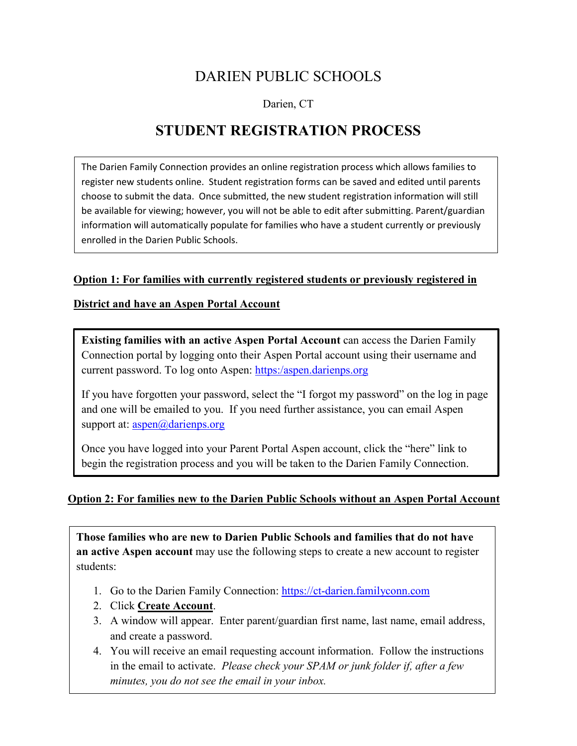# DARIEN PUBLIC SCHOOLS

Darien, CT

## STUDENT REGISTRATION PROCESS

The Darien Family Connection provides an online registration process which allows families to register new students online. Student registration forms can be saved and edited until parents choose to submit the data. Once submitted, the new student registration information will still be available for viewing; however, you will not be able to edit after submitting. Parent/guardian information will automatically populate for families who have a student currently or previously enrolled in the Darien Public Schools.

### Option 1: For families with currently registered students or previously registered in District and have an Aspen Portal Account

**Existing families with an active Aspen Portal Account** can access the Darien Family Connection portal by logging onto their Aspen Portal account using their username and current password. To log onto Aspen: https:/aspen.darienps.org

If you have forgotten your password, select the "I forgot my password" on the log in page and one will be emailed to you. If you need further assistance, you can email Aspen support at: aspen@darienps.org

Once you have logged into your Parent Portal Aspen account, click the "here" link to begin the registration process and you will be taken to the Darien Family Connection.

### Option 2: For families new to the Darien Public Schools without an Aspen Portal Account

**Those families who are new to Darien Public Schools and families that do not have an active Aspen account** may use the following steps to create a new account to register students:

1. Go to the Darien Family Connection: https://ct-darien.familyconn.com
2. Click **Create Account**.
3. A window will appear. Enter parent/guardian first name, last name, email address, and create a password.
4. You will receive an email requesting account information. Follow the instructions in the email to activate. *Please check your SPAM or junk folder if, after a few minutes, you do not see the email in your inbox.*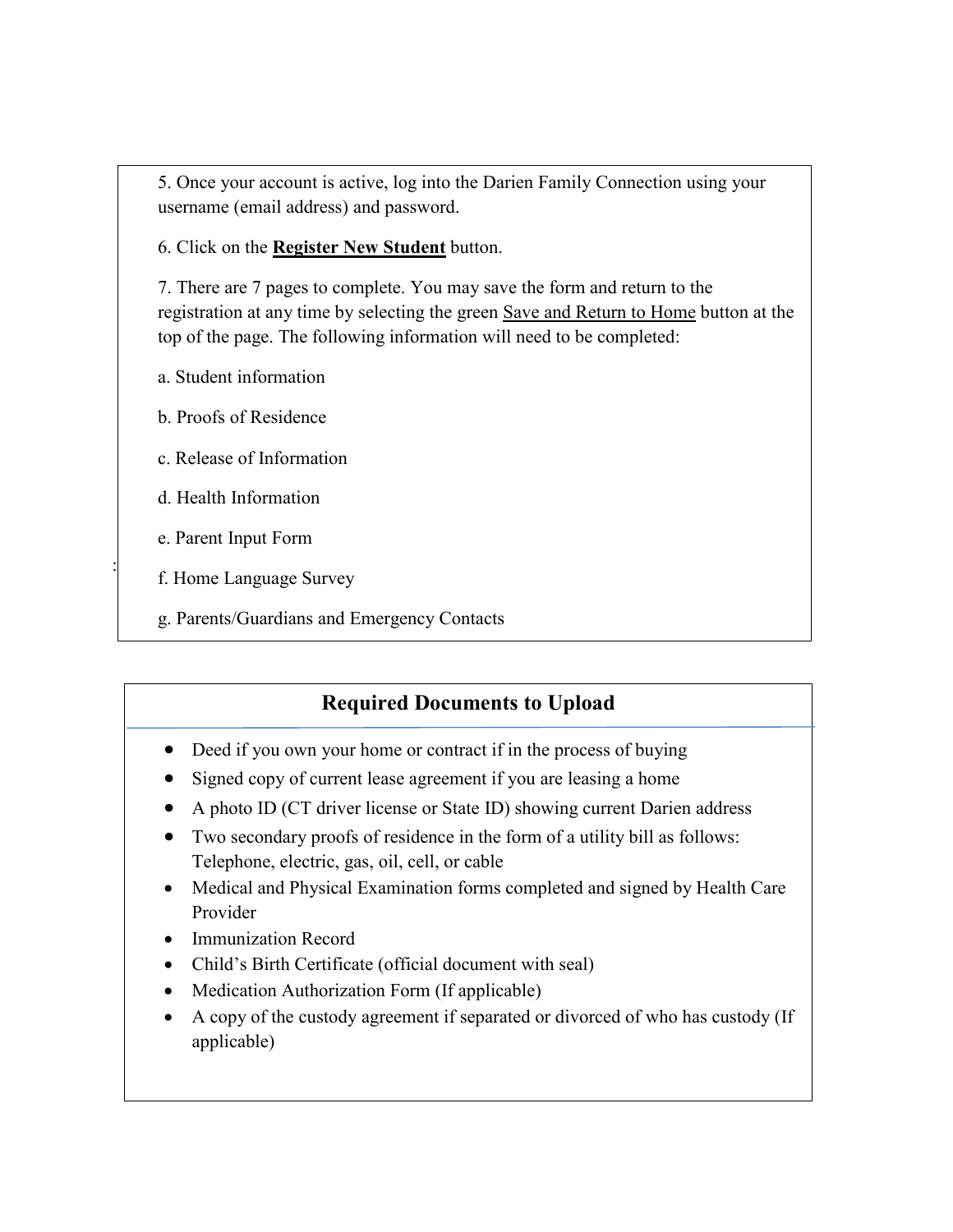5. Once your account is active, log into the Darien Family Connection using your username (email address) and password.

6. Click on the **Register New Student** button.

7. There are 7 pages to complete. You may save the form and return to the registration at any time by selecting the green Save and Return to Home button at the top of the page. The following information will need to be completed:

a. Student information

b. Proofs of Residence

c. Release of Information

d. Health Information

e. Parent Input Form

f. Home Language Survey

g. Parents/Guardians and Emergency Contacts

## Required Documents to Upload

- Deed if you own your home or contract if in the process of buying
- Signed copy of current lease agreement if you are leasing a home
- A photo ID (CT driver license or State ID) showing current Darien address
- Two secondary proofs of residence in the form of a utility bill as follows: Telephone, electric, gas, oil, cell, or cable
- Medical and Physical Examination forms completed and signed by Health Care Provider
- Immunization Record
- Child's Birth Certificate (official document with seal)
- Medication Authorization Form (If applicable)
- A copy of the custody agreement if separated or divorced of who has custody (If applicable)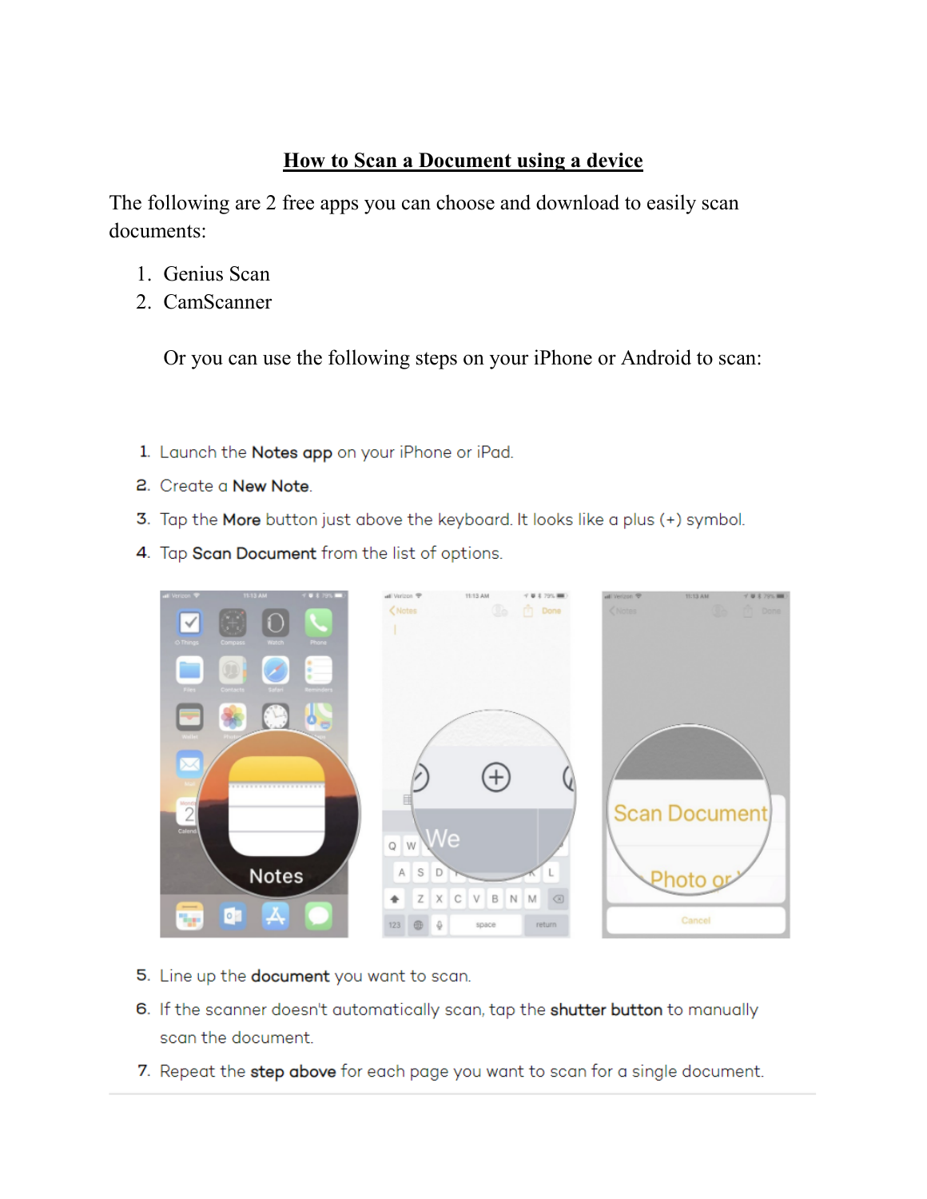# How to Scan a Document using a device

The following are 2 free apps you can choose and download to easily scan documents:

1. Genius Scan
2. CamScanner

Or you can use the following steps on your iPhone or Android to scan:

1. Launch the **Notes app** on your iPhone or iPad.
2. Create a **New Note**.
3. Tap the **More** button just above the keyboard. It looks like a plus (+) symbol.
4. Tap **Scan Document** from the list of options.

5. Line up the **document** you want to scan.
6. If the scanner doesn't automatically scan, tap the **shutter button** to manually scan the document.
7. Repeat the **step above** for each page you want to scan for a single document.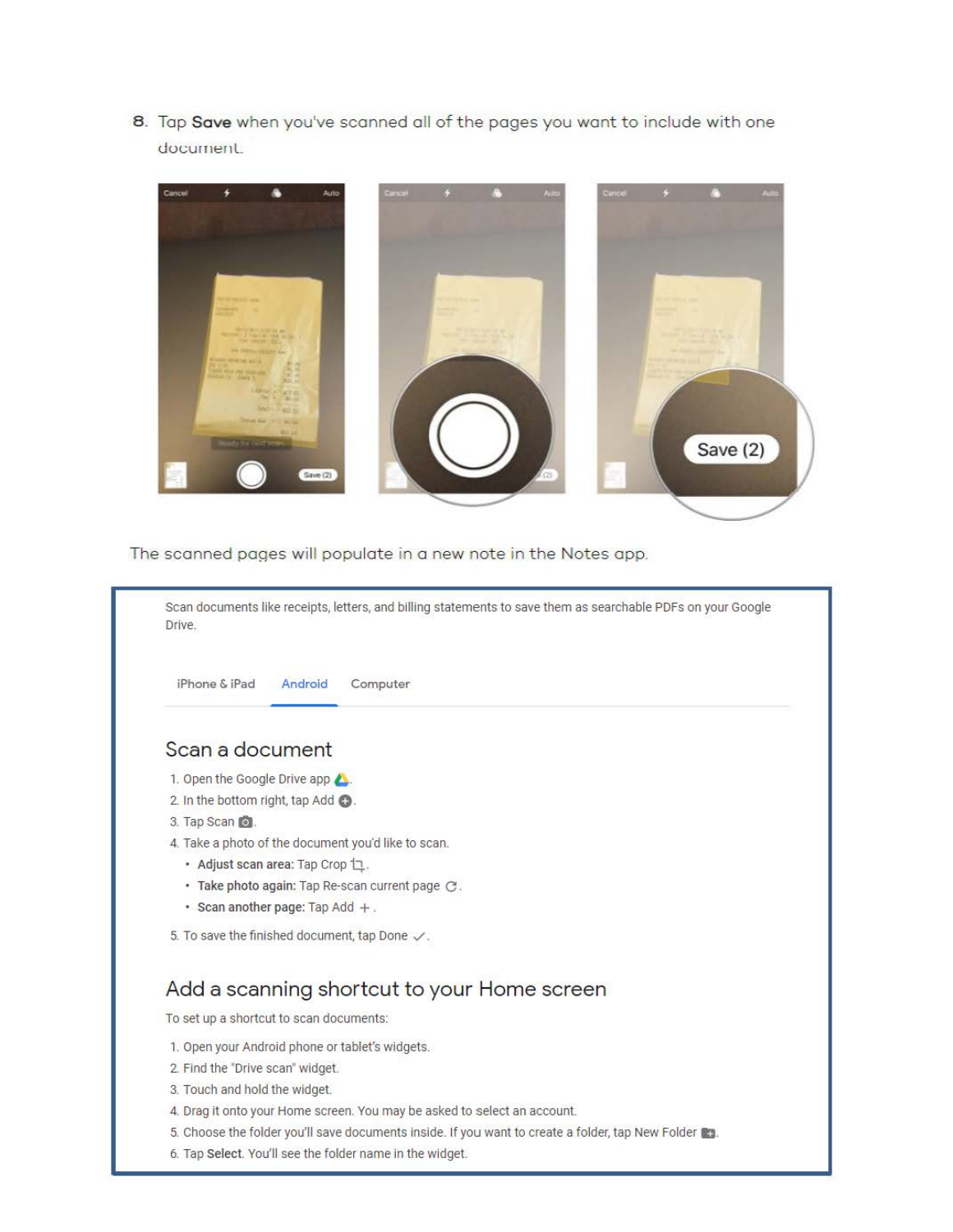8. Tap **Save** when you've scanned all of the pages you want to include with one document.

The scanned pages will populate in a new note in the Notes app.

Scan documents like receipts, letters, and billing statements to save them as searchable PDFs on your Google Drive.

iPhone & iPad | Android | Computer

## Scan a document

1. Open the Google Drive app.
2. In the bottom right, tap Add.
3. Tap Scan.
4. Take a photo of the document you'd like to scan.
   - **Adjust scan area:** Tap Crop.
   - **Take photo again:** Tap Re-scan current page.
   - **Scan another page:** Tap Add +.
5. To save the finished document, tap Done ✓.

## Add a scanning shortcut to your Home screen

To set up a shortcut to scan documents:

1. Open your Android phone or tablet's widgets.
2. Find the "Drive scan" widget.
3. Touch and hold the widget.
4. Drag it onto your Home screen. You may be asked to select an account.
5. Choose the folder you'll save documents inside. If you want to create a folder, tap New Folder.
6. Tap **Select**. You'll see the folder name in the widget.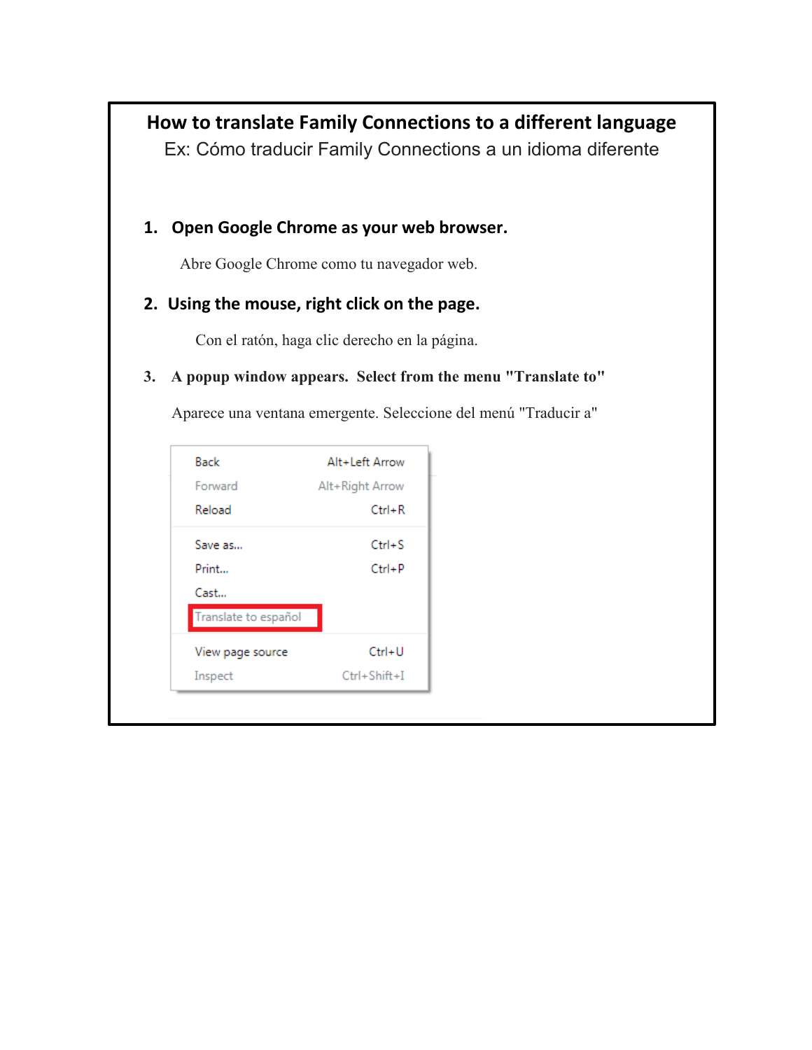# How to translate Family Connections to a different language

Ex: Cómo traducir Family Connections a un idioma diferente

1. **Open Google Chrome as your web browser.**

   Abre Google Chrome como tu navegador web.

2. **Using the mouse, right click on the page.**

   Con el ratón, haga clic derecho en la página.

3. **A popup window appears. Select from the menu "Translate to"**

   Aparece una ventana emergente. Seleccione del menú "Traducir a"

Back Alt+Left Arrow
Forward Alt+Right Arrow
Reload Ctrl+R
Save as... Ctrl+S
Print... Ctrl+P
Cast...
Translate to español
View page source Ctrl+U
Inspect Ctrl+Shift+I